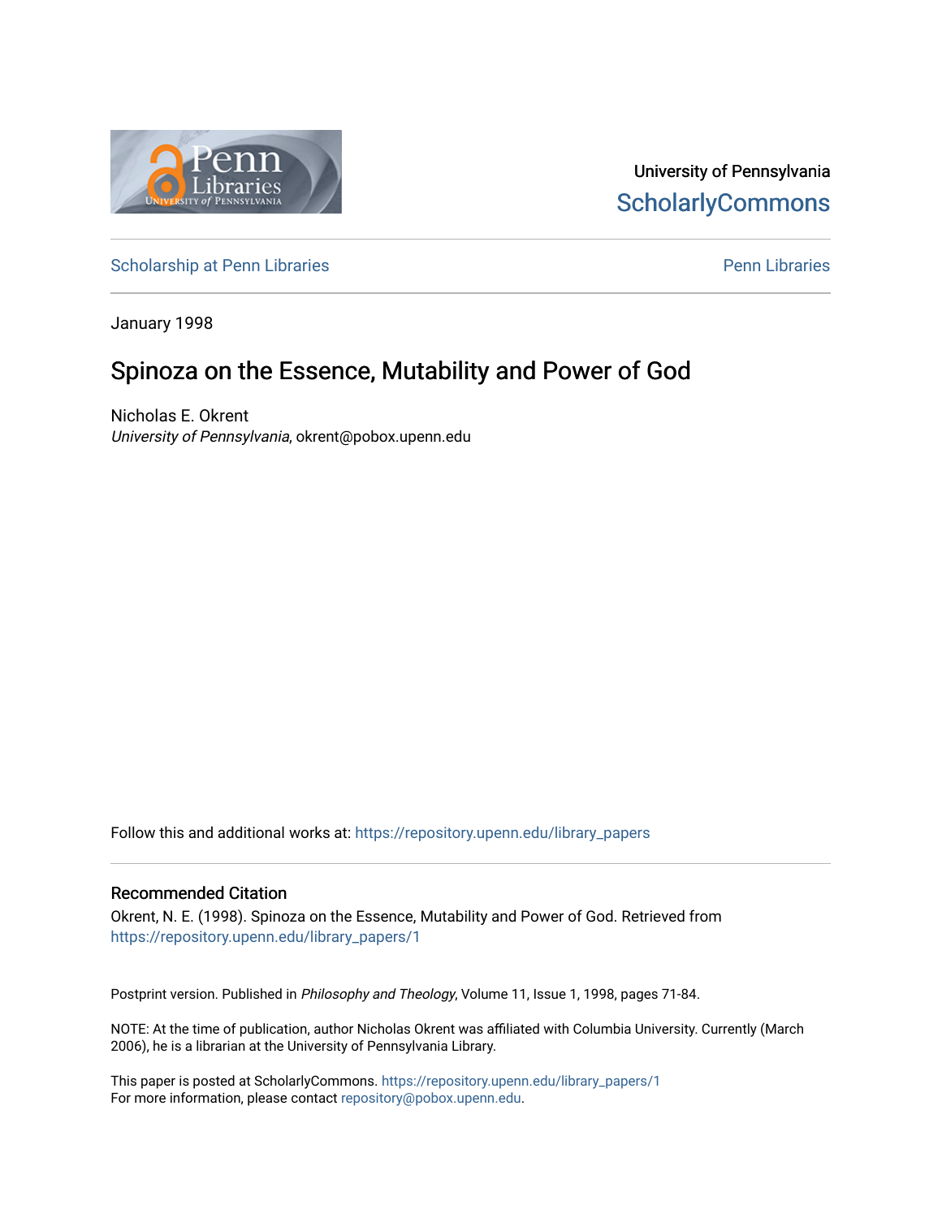University of Pennsylvania
ScholarlyCommons

Scholarship at Penn Libraries

Penn Libraries

January 1998

# Spinoza on the Essence, Mutability and Power of God

Nicholas E. Okrent
*University of Pennsylvania*, okrent@pobox.upenn.edu

Follow this and additional works at: https://repository.upenn.edu/library_papers

## Recommended Citation

Okrent, N. E. (1998). Spinoza on the Essence, Mutability and Power of God. Retrieved from https://repository.upenn.edu/library_papers/1

Postprint version. Published in *Philosophy and Theology*, Volume 11, Issue 1, 1998, pages 71-84.

NOTE: At the time of publication, author Nicholas Okrent was affiliated with Columbia University. Currently (March 2006), he is a librarian at the University of Pennsylvania Library.

This paper is posted at ScholarlyCommons. https://repository.upenn.edu/library_papers/1
For more information, please contact repository@pobox.upenn.edu.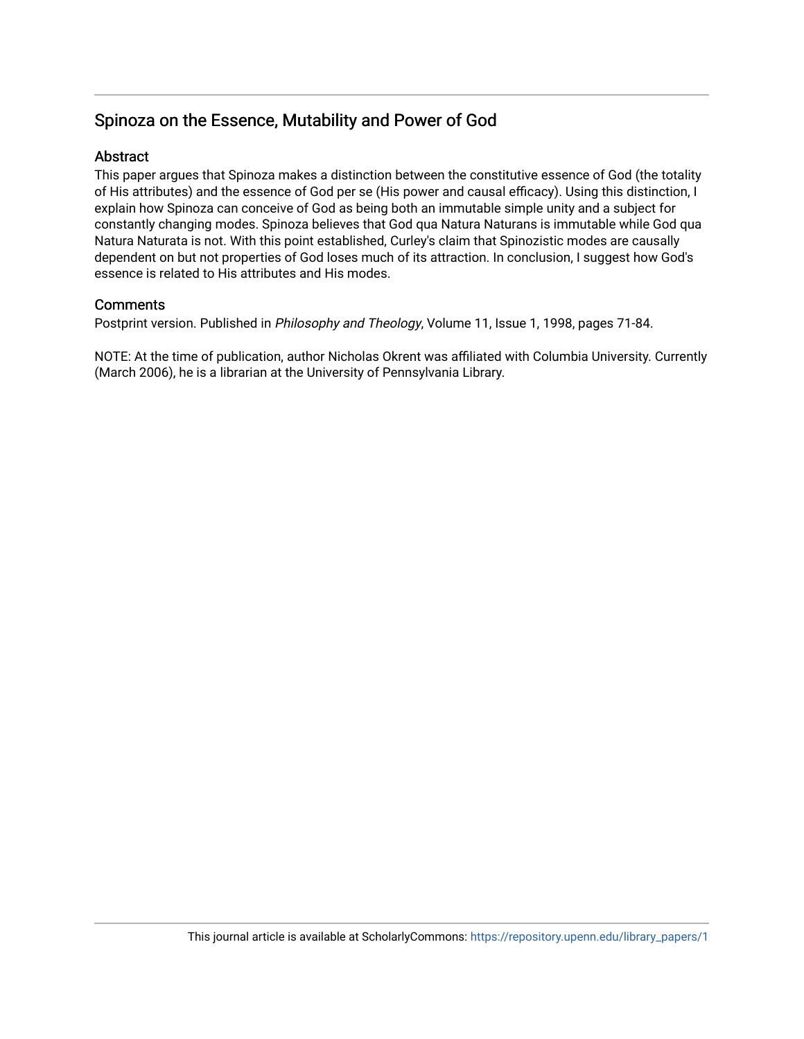## Spinoza on the Essence, Mutability and Power of God

### Abstract

This paper argues that Spinoza makes a distinction between the constitutive essence of God (the totality of His attributes) and the essence of God per se (His power and causal efficacy). Using this distinction, I explain how Spinoza can conceive of God as being both an immutable simple unity and a subject for constantly changing modes. Spinoza believes that God qua Natura Naturans is immutable while God qua Natura Naturata is not. With this point established, Curley's claim that Spinozistic modes are causally dependent on but not properties of God loses much of its attraction. In conclusion, I suggest how God's essence is related to His attributes and His modes.

### Comments

Postprint version. Published in *Philosophy and Theology*, Volume 11, Issue 1, 1998, pages 71-84.

NOTE: At the time of publication, author Nicholas Okrent was affiliated with Columbia University. Currently (March 2006), he is a librarian at the University of Pennsylvania Library.

This journal article is available at ScholarlyCommons: https://repository.upenn.edu/library_papers/1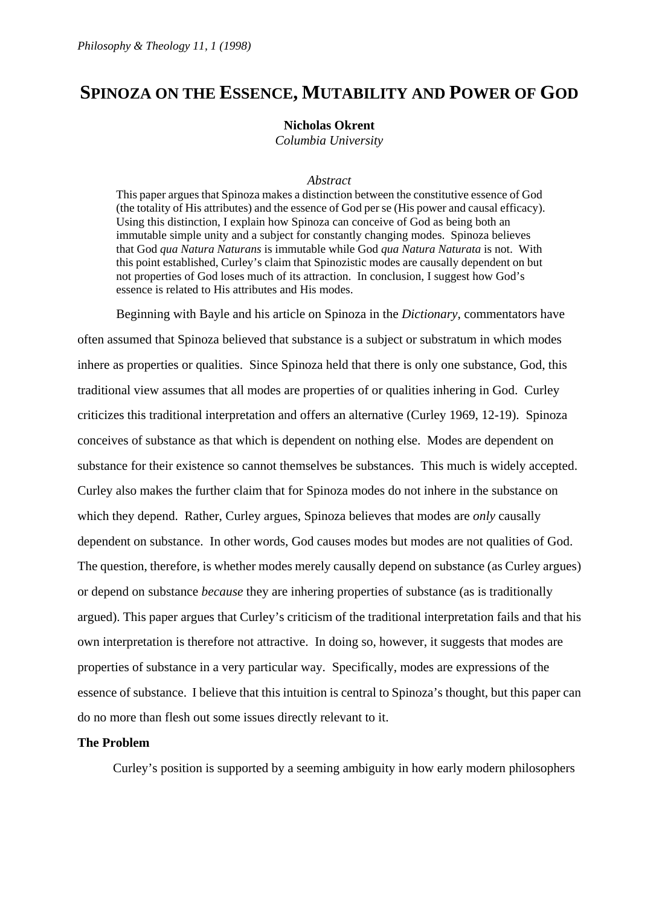# SPINOZA ON THE ESSENCE, MUTABILITY AND POWER OF GOD

**Nicholas Okrent**
*Columbia University*

*Abstract*

This paper argues that Spinoza makes a distinction between the constitutive essence of God (the totality of His attributes) and the essence of God per se (His power and causal efficacy). Using this distinction, I explain how Spinoza can conceive of God as being both an immutable simple unity and a subject for constantly changing modes. Spinoza believes that God *qua Natura Naturans* is immutable while God *qua Natura Naturata* is not. With this point established, Curley's claim that Spinozistic modes are causally dependent on but not properties of God loses much of its attraction. In conclusion, I suggest how God's essence is related to His attributes and His modes.

Beginning with Bayle and his article on Spinoza in the *Dictionary,* commentators have often assumed that Spinoza believed that substance is a subject or substratum in which modes inhere as properties or qualities. Since Spinoza held that there is only one substance, God, this traditional view assumes that all modes are properties of or qualities inhering in God. Curley criticizes this traditional interpretation and offers an alternative (Curley 1969, 12-19). Spinoza conceives of substance as that which is dependent on nothing else. Modes are dependent on substance for their existence so cannot themselves be substances. This much is widely accepted. Curley also makes the further claim that for Spinoza modes do not inhere in the substance on which they depend. Rather, Curley argues, Spinoza believes that modes are *only* causally dependent on substance. In other words, God causes modes but modes are not qualities of God. The question, therefore, is whether modes merely causally depend on substance (as Curley argues) or depend on substance *because* they are inhering properties of substance (as is traditionally argued). This paper argues that Curley's criticism of the traditional interpretation fails and that his own interpretation is therefore not attractive. In doing so, however, it suggests that modes are properties of substance in a very particular way. Specifically, modes are expressions of the essence of substance. I believe that this intuition is central to Spinoza's thought, but this paper can do no more than flesh out some issues directly relevant to it.

**The Problem**

Curley's position is supported by a seeming ambiguity in how early modern philosophers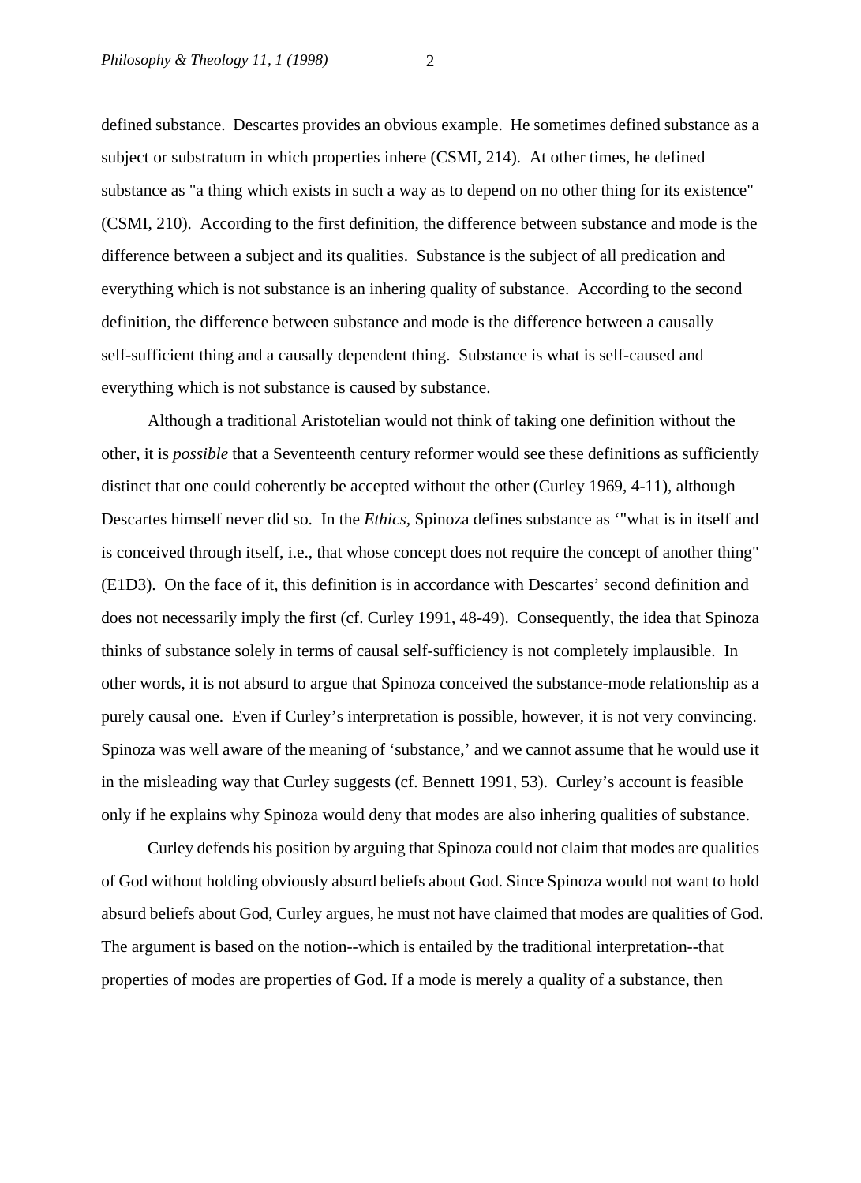defined substance. Descartes provides an obvious example. He sometimes defined substance as a subject or substratum in which properties inhere (CSMI, 214). At other times, he defined substance as "a thing which exists in such a way as to depend on no other thing for its existence" (CSMI, 210). According to the first definition, the difference between substance and mode is the difference between a subject and its qualities. Substance is the subject of all predication and everything which is not substance is an inhering quality of substance. According to the second definition, the difference between substance and mode is the difference between a causally self-sufficient thing and a causally dependent thing. Substance is what is self-caused and everything which is not substance is caused by substance.

Although a traditional Aristotelian would not think of taking one definition without the other, it is *possible* that a Seventeenth century reformer would see these definitions as sufficiently distinct that one could coherently be accepted without the other (Curley 1969, 4-11), although Descartes himself never did so. In the *Ethics,* Spinoza defines substance as ‘"what is in itself and is conceived through itself, i.e., that whose concept does not require the concept of another thing" (E1D3). On the face of it, this definition is in accordance with Descartes’ second definition and does not necessarily imply the first (cf. Curley 1991, 48-49). Consequently, the idea that Spinoza thinks of substance solely in terms of causal self-sufficiency is not completely implausible. In other words, it is not absurd to argue that Spinoza conceived the substance-mode relationship as a purely causal one. Even if Curley’s interpretation is possible, however, it is not very convincing. Spinoza was well aware of the meaning of ‘substance,’ and we cannot assume that he would use it in the misleading way that Curley suggests (cf. Bennett 1991, 53). Curley’s account is feasible only if he explains why Spinoza would deny that modes are also inhering qualities of substance.

Curley defends his position by arguing that Spinoza could not claim that modes are qualities of God without holding obviously absurd beliefs about God. Since Spinoza would not want to hold absurd beliefs about God, Curley argues, he must not have claimed that modes are qualities of God. The argument is based on the notion--which is entailed by the traditional interpretation--that properties of modes are properties of God. If a mode is merely a quality of a substance, then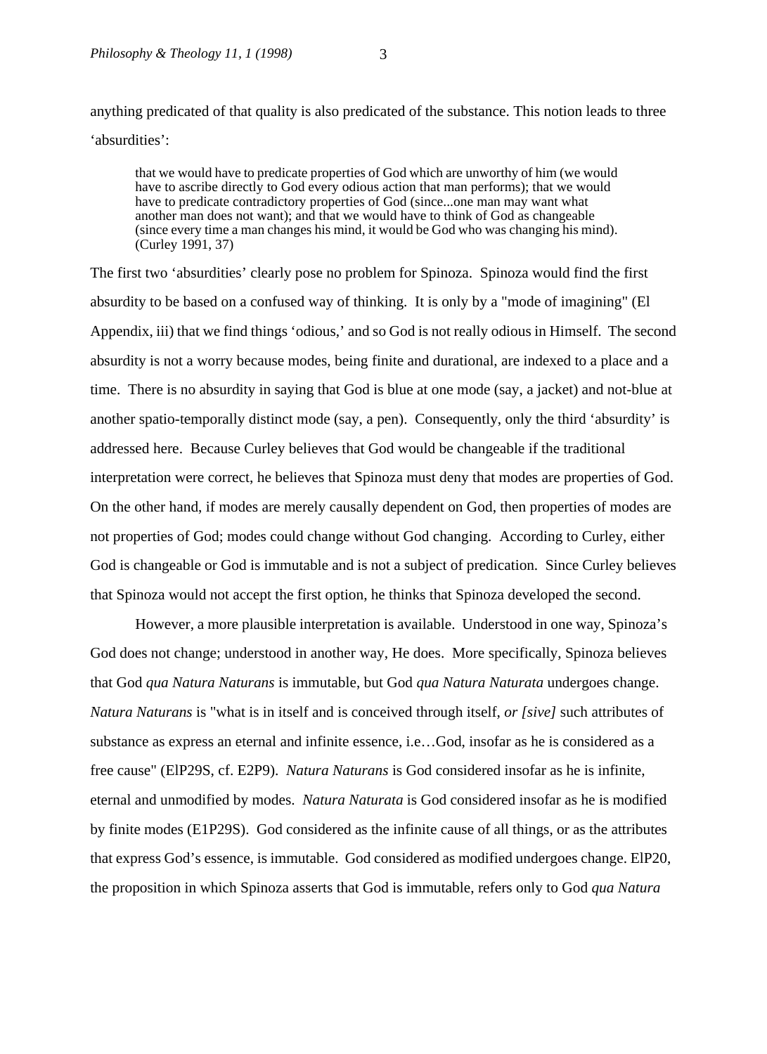anything predicated of that quality is also predicated of the substance. This notion leads to three 'absurdities':

> that we would have to predicate properties of God which are unworthy of him (we would have to ascribe directly to God every odious action that man performs); that we would have to predicate contradictory properties of God (since...one man may want what another man does not want); and that we would have to think of God as changeable (since every time a man changes his mind, it would be God who was changing his mind). (Curley 1991, 37)

The first two 'absurdities' clearly pose no problem for Spinoza. Spinoza would find the first absurdity to be based on a confused way of thinking. It is only by a "mode of imagining" (El Appendix, iii) that we find things 'odious,' and so God is not really odious in Himself. The second absurdity is not a worry because modes, being finite and durational, are indexed to a place and a time. There is no absurdity in saying that God is blue at one mode (say, a jacket) and not-blue at another spatio-temporally distinct mode (say, a pen). Consequently, only the third 'absurdity' is addressed here. Because Curley believes that God would be changeable if the traditional interpretation were correct, he believes that Spinoza must deny that modes are properties of God. On the other hand, if modes are merely causally dependent on God, then properties of modes are not properties of God; modes could change without God changing. According to Curley, either God is changeable or God is immutable and is not a subject of predication. Since Curley believes that Spinoza would not accept the first option, he thinks that Spinoza developed the second.

However, a more plausible interpretation is available. Understood in one way, Spinoza's God does not change; understood in another way, He does. More specifically, Spinoza believes that God *qua Natura Naturans* is immutable, but God *qua Natura Naturata* undergoes change. *Natura Naturans* is "what is in itself and is conceived through itself, *or [sive]* such attributes of substance as express an eternal and infinite essence, i.e…God, insofar as he is considered as a free cause" (ElP29S, cf. E2P9). *Natura Naturans* is God considered insofar as he is infinite, eternal and unmodified by modes. *Natura Naturata* is God considered insofar as he is modified by finite modes (E1P29S). God considered as the infinite cause of all things, or as the attributes that express God's essence, is immutable. God considered as modified undergoes change. ElP20, the proposition in which Spinoza asserts that God is immutable, refers only to God *qua Natura*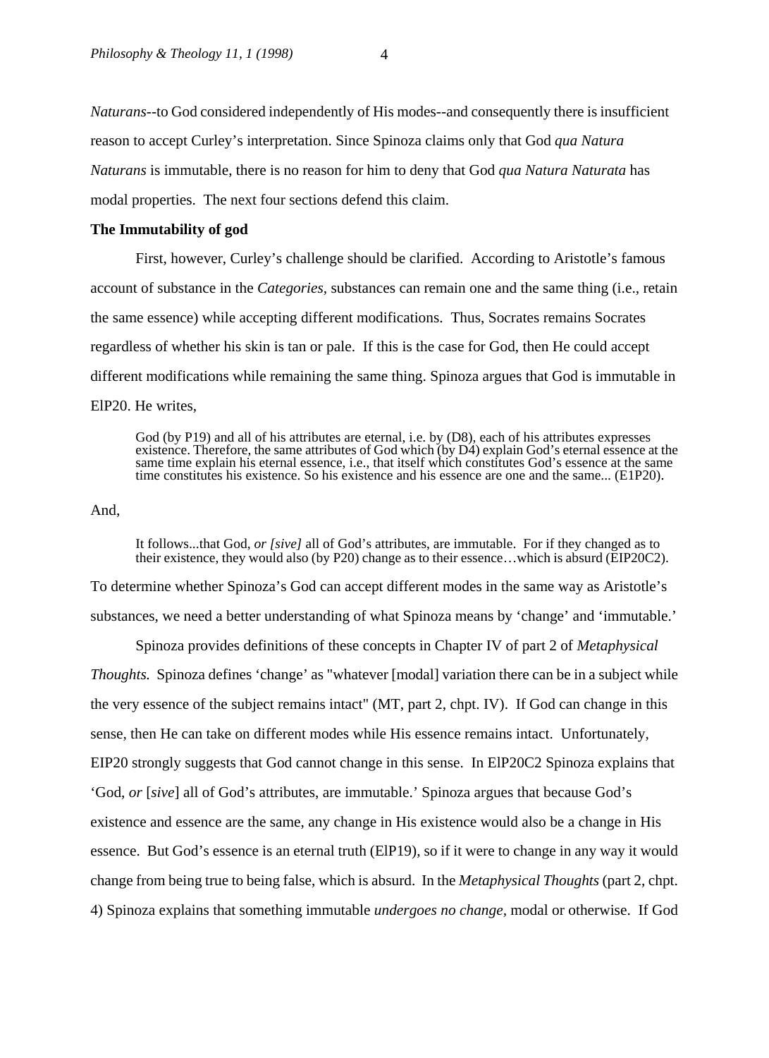*Naturans*--to God considered independently of His modes--and consequently there is insufficient reason to accept Curley's interpretation. Since Spinoza claims only that God *qua Natura Naturans* is immutable, there is no reason for him to deny that God *qua Natura Naturata* has modal properties. The next four sections defend this claim.

**The Immutability of god**

First, however, Curley's challenge should be clarified. According to Aristotle's famous account of substance in the *Categories,* substances can remain one and the same thing (i.e., retain the same essence) while accepting different modifications. Thus, Socrates remains Socrates regardless of whether his skin is tan or pale. If this is the case for God, then He could accept different modifications while remaining the same thing. Spinoza argues that God is immutable in ElP20. He writes,

> God (by P19) and all of his attributes are eternal, i.e. by (D8), each of his attributes expresses existence. Therefore, the same attributes of God which (by D4) explain God's eternal essence at the same time explain his eternal essence, i.e., that itself which constitutes God's essence at the same time constitutes his existence. So his existence and his essence are one and the same... (E1P20).

And,

> It follows...that God, *or [sive]* all of God's attributes, are immutable. For if they changed as to their existence, they would also (by P20) change as to their essence…which is absurd (EIP20C2).

To determine whether Spinoza's God can accept different modes in the same way as Aristotle's substances, we need a better understanding of what Spinoza means by 'change' and 'immutable.'

Spinoza provides definitions of these concepts in Chapter IV of part 2 of *Metaphysical Thoughts.* Spinoza defines 'change' as "whatever [modal] variation there can be in a subject while the very essence of the subject remains intact" (MT, part 2, chpt. IV). If God can change in this sense, then He can take on different modes while His essence remains intact. Unfortunately, EIP20 strongly suggests that God cannot change in this sense. In ElP20C2 Spinoza explains that 'God, *or* [*sive*] all of God's attributes, are immutable.' Spinoza argues that because God's existence and essence are the same, any change in His existence would also be a change in His essence. But God's essence is an eternal truth (ElP19), so if it were to change in any way it would change from being true to being false, which is absurd. In the *Metaphysical Thoughts* (part 2, chpt. 4) Spinoza explains that something immutable *undergoes no change*, modal or otherwise. If God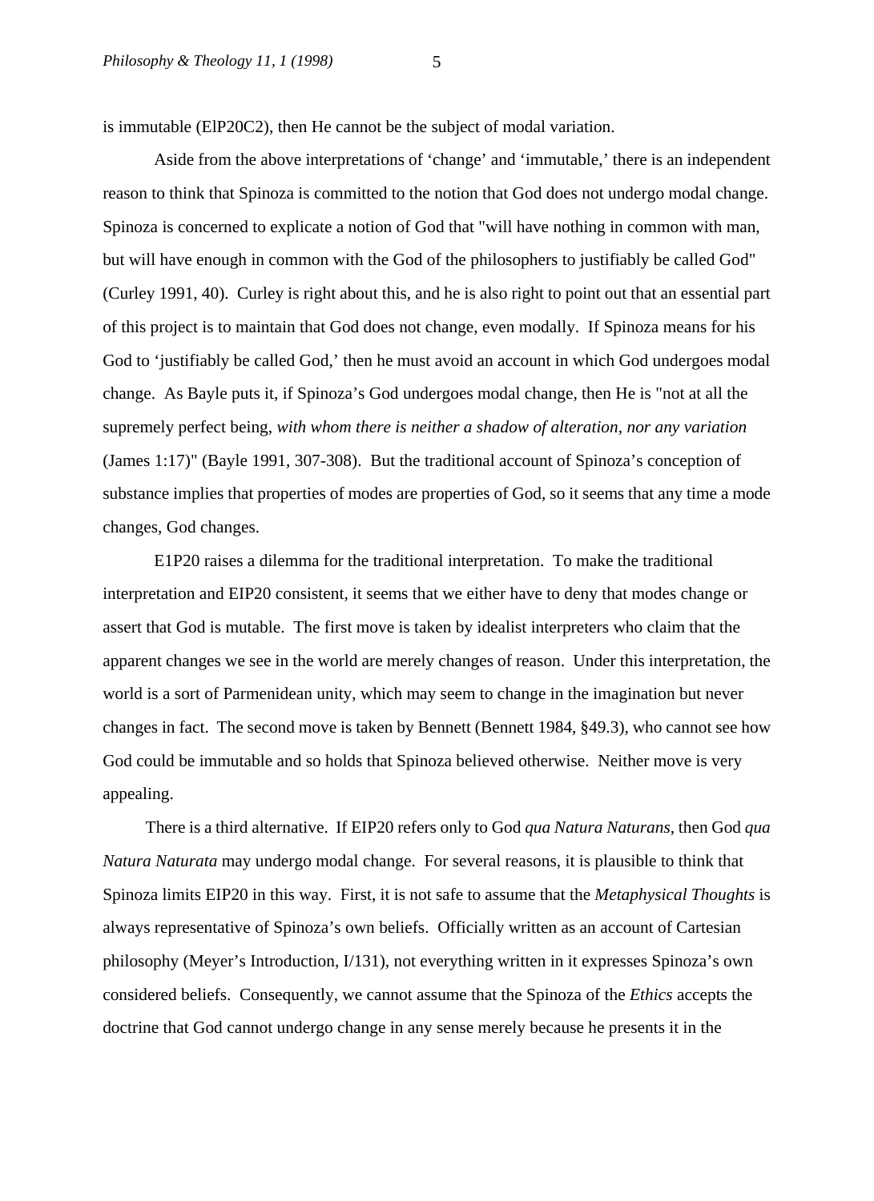is immutable (ElP20C2), then He cannot be the subject of modal variation.

Aside from the above interpretations of 'change' and 'immutable,' there is an independent reason to think that Spinoza is committed to the notion that God does not undergo modal change. Spinoza is concerned to explicate a notion of God that "will have nothing in common with man, but will have enough in common with the God of the philosophers to justifiably be called God" (Curley 1991, 40). Curley is right about this, and he is also right to point out that an essential part of this project is to maintain that God does not change, even modally. If Spinoza means for his God to 'justifiably be called God,' then he must avoid an account in which God undergoes modal change. As Bayle puts it, if Spinoza's God undergoes modal change, then He is "not at all the supremely perfect being, *with whom there is neither a shadow of alteration, nor any variation* (James 1:17)" (Bayle 1991, 307-308). But the traditional account of Spinoza's conception of substance implies that properties of modes are properties of God, so it seems that any time a mode changes, God changes.

E1P20 raises a dilemma for the traditional interpretation. To make the traditional interpretation and EIP20 consistent, it seems that we either have to deny that modes change or assert that God is mutable. The first move is taken by idealist interpreters who claim that the apparent changes we see in the world are merely changes of reason. Under this interpretation, the world is a sort of Parmenidean unity, which may seem to change in the imagination but never changes in fact. The second move is taken by Bennett (Bennett 1984, §49.3), who cannot see how God could be immutable and so holds that Spinoza believed otherwise. Neither move is very appealing.

There is a third alternative. If EIP20 refers only to God *qua Natura Naturans*, then God *qua Natura Naturata* may undergo modal change. For several reasons, it is plausible to think that Spinoza limits EIP20 in this way. First, it is not safe to assume that the *Metaphysical Thoughts* is always representative of Spinoza's own beliefs. Officially written as an account of Cartesian philosophy (Meyer's Introduction, I/131), not everything written in it expresses Spinoza's own considered beliefs. Consequently, we cannot assume that the Spinoza of the *Ethics* accepts the doctrine that God cannot undergo change in any sense merely because he presents it in the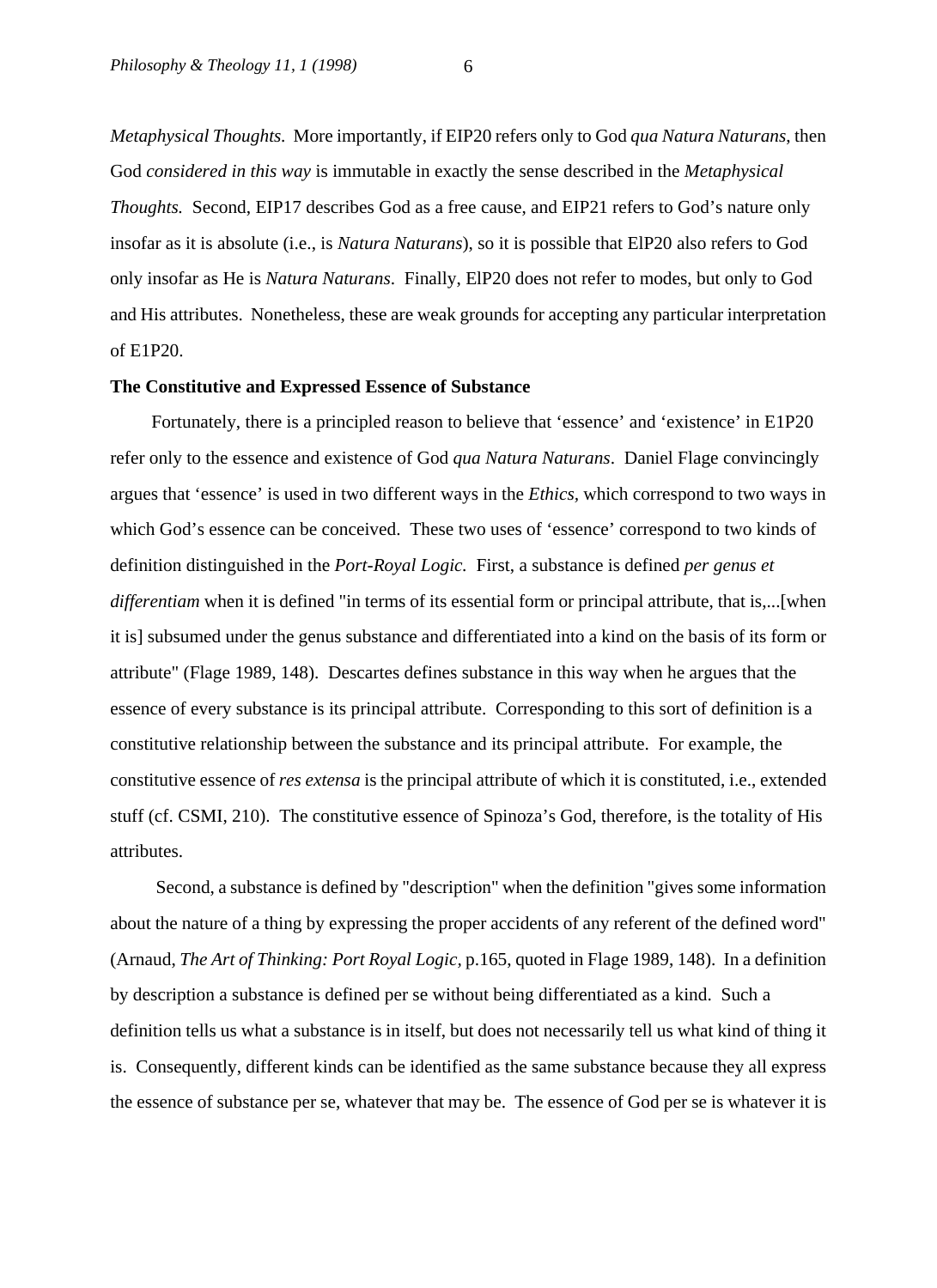*Metaphysical Thoughts.* More importantly, if EIP20 refers only to God *qua Natura Naturans*, then God *considered in this way* is immutable in exactly the sense described in the *Metaphysical Thoughts.* Second, EIP17 describes God as a free cause, and EIP21 refers to God's nature only insofar as it is absolute (i.e., is *Natura Naturans*), so it is possible that ElP20 also refers to God only insofar as He is *Natura Naturans*. Finally, ElP20 does not refer to modes, but only to God and His attributes. Nonetheless, these are weak grounds for accepting any particular interpretation of E1P20.

**The Constitutive and Expressed Essence of Substance**

Fortunately, there is a principled reason to believe that 'essence' and 'existence' in E1P20 refer only to the essence and existence of God *qua Natura Naturans*. Daniel Flage convincingly argues that 'essence' is used in two different ways in the *Ethics*, which correspond to two ways in which God's essence can be conceived. These two uses of 'essence' correspond to two kinds of definition distinguished in the *Port-Royal Logic.* First, a substance is defined *per genus et differentiam* when it is defined "in terms of its essential form or principal attribute, that is,...[when it is] subsumed under the genus substance and differentiated into a kind on the basis of its form or attribute" (Flage 1989, 148). Descartes defines substance in this way when he argues that the essence of every substance is its principal attribute. Corresponding to this sort of definition is a constitutive relationship between the substance and its principal attribute. For example, the constitutive essence of *res extensa* is the principal attribute of which it is constituted, i.e., extended stuff (cf. CSMI, 210). The constitutive essence of Spinoza's God, therefore, is the totality of His attributes.

Second, a substance is defined by "description" when the definition "gives some information about the nature of a thing by expressing the proper accidents of any referent of the defined word" (Arnaud, *The Art of Thinking: Port Royal Logic*, p.165, quoted in Flage 1989, 148). In a definition by description a substance is defined per se without being differentiated as a kind. Such a definition tells us what a substance is in itself, but does not necessarily tell us what kind of thing it is. Consequently, different kinds can be identified as the same substance because they all express the essence of substance per se, whatever that may be. The essence of God per se is whatever it is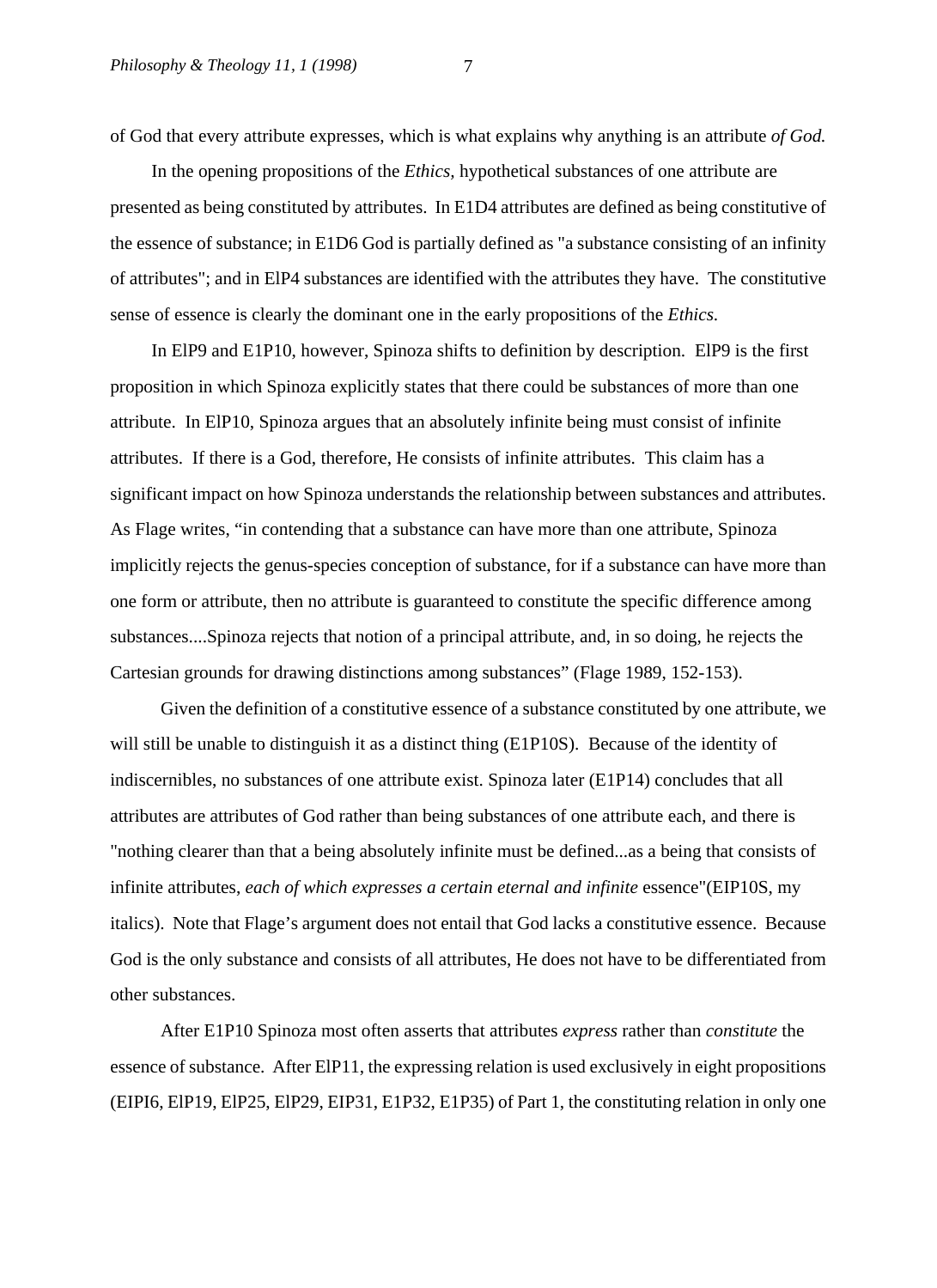of God that every attribute expresses, which is what explains why anything is an attribute *of God.*

In the opening propositions of the *Ethics,* hypothetical substances of one attribute are presented as being constituted by attributes. In E1D4 attributes are defined as being constitutive of the essence of substance; in E1D6 God is partially defined as "a substance consisting of an infinity of attributes"; and in ElP4 substances are identified with the attributes they have. The constitutive sense of essence is clearly the dominant one in the early propositions of the *Ethics.*

In ElP9 and E1P10, however, Spinoza shifts to definition by description. ElP9 is the first proposition in which Spinoza explicitly states that there could be substances of more than one attribute. In ElP10, Spinoza argues that an absolutely infinite being must consist of infinite attributes. If there is a God, therefore, He consists of infinite attributes. This claim has a significant impact on how Spinoza understands the relationship between substances and attributes. As Flage writes, "in contending that a substance can have more than one attribute, Spinoza implicitly rejects the genus-species conception of substance, for if a substance can have more than one form or attribute, then no attribute is guaranteed to constitute the specific difference among substances....Spinoza rejects that notion of a principal attribute, and, in so doing, he rejects the Cartesian grounds for drawing distinctions among substances" (Flage 1989, 152-153).

Given the definition of a constitutive essence of a substance constituted by one attribute, we will still be unable to distinguish it as a distinct thing (E1P10S). Because of the identity of indiscernibles, no substances of one attribute exist. Spinoza later (E1P14) concludes that all attributes are attributes of God rather than being substances of one attribute each, and there is "nothing clearer than that a being absolutely infinite must be defined...as a being that consists of infinite attributes, *each of which expresses a certain eternal and infinite* essence"(EIP10S, my italics). Note that Flage's argument does not entail that God lacks a constitutive essence. Because God is the only substance and consists of all attributes, He does not have to be differentiated from other substances.

After E1P10 Spinoza most often asserts that attributes *express* rather than *constitute* the essence of substance. After ElP11, the expressing relation is used exclusively in eight propositions (EIPI6, ElP19, ElP25, ElP29, EIP31, E1P32, E1P35) of Part 1, the constituting relation in only one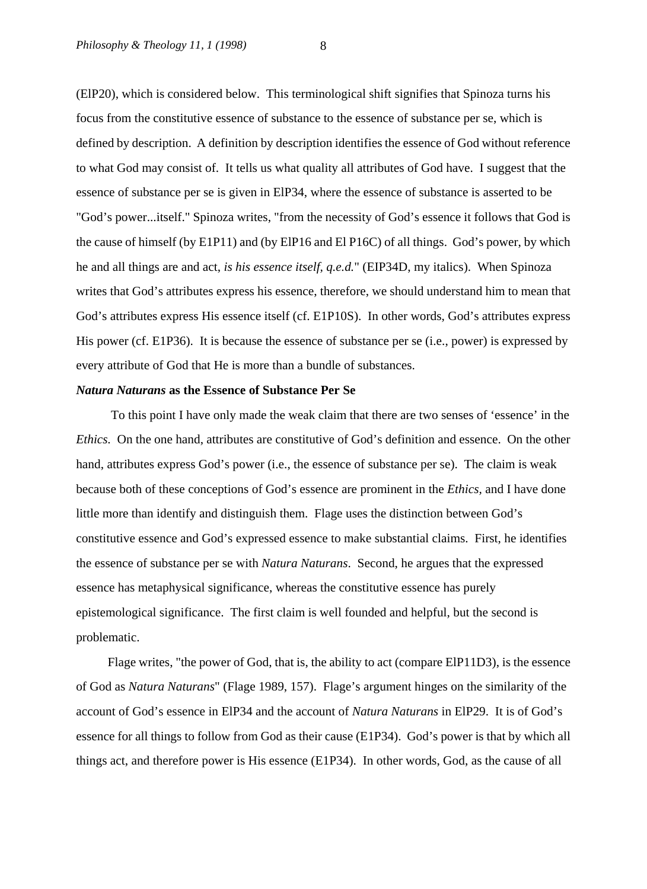(ElP20), which is considered below. This terminological shift signifies that Spinoza turns his focus from the constitutive essence of substance to the essence of substance per se, which is defined by description. A definition by description identifies the essence of God without reference to what God may consist of. It tells us what quality all attributes of God have. I suggest that the essence of substance per se is given in ElP34, where the essence of substance is asserted to be "God's power...itself." Spinoza writes, "from the necessity of God's essence it follows that God is the cause of himself (by E1P11) and (by ElP16 and El P16C) of all things. God's power, by which he and all things are and act, *is his essence itself, q.e.d.*" (EIP34D, my italics). When Spinoza writes that God's attributes express his essence, therefore, we should understand him to mean that God's attributes express His essence itself (cf. E1P10S). In other words, God's attributes express His power (cf. E1P36). It is because the essence of substance per se (i.e., power) is expressed by every attribute of God that He is more than a bundle of substances.

### ***Natura Naturans*** **as the Essence of Substance Per Se**

To this point I have only made the weak claim that there are two senses of 'essence' in the *Ethics*. On the one hand, attributes are constitutive of God's definition and essence. On the other hand, attributes express God's power (i.e., the essence of substance per se). The claim is weak because both of these conceptions of God's essence are prominent in the *Ethics*, and I have done little more than identify and distinguish them. Flage uses the distinction between God's constitutive essence and God's expressed essence to make substantial claims. First, he identifies the essence of substance per se with *Natura Naturans*. Second, he argues that the expressed essence has metaphysical significance, whereas the constitutive essence has purely epistemological significance. The first claim is well founded and helpful, but the second is problematic.

Flage writes, "the power of God, that is, the ability to act (compare ElP11D3), is the essence of God as *Natura Naturans*" (Flage 1989, 157). Flage's argument hinges on the similarity of the account of God's essence in ElP34 and the account of *Natura Naturans* in ElP29. It is of God's essence for all things to follow from God as their cause (E1P34). God's power is that by which all things act, and therefore power is His essence (E1P34). In other words, God, as the cause of all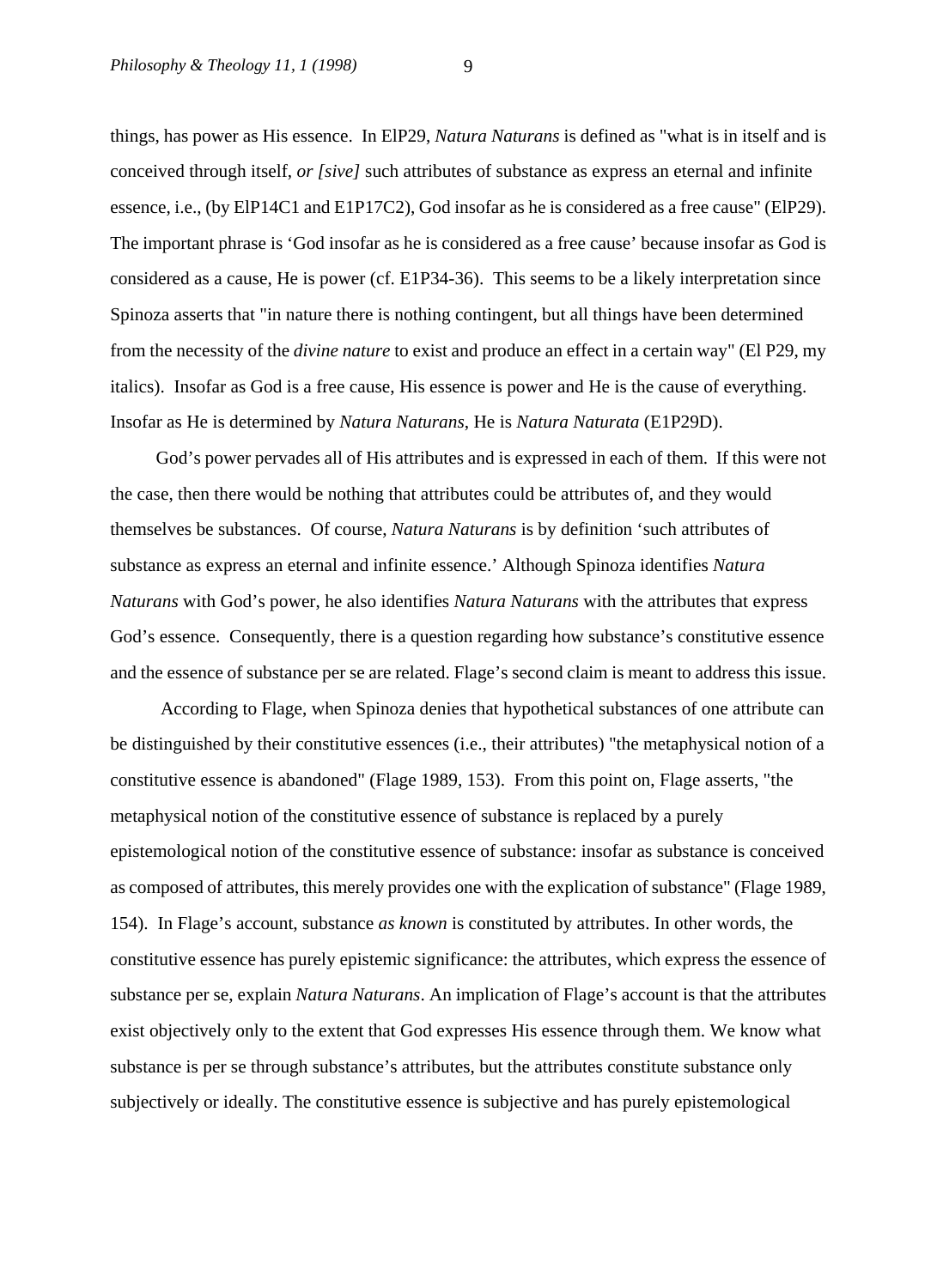things, has power as His essence. In ElP29, *Natura Naturans* is defined as "what is in itself and is conceived through itself, *or [sive]* such attributes of substance as express an eternal and infinite essence, i.e., (by ElP14C1 and E1P17C2), God insofar as he is considered as a free cause" (ElP29). The important phrase is 'God insofar as he is considered as a free cause' because insofar as God is considered as a cause, He is power (cf. E1P34-36). This seems to be a likely interpretation since Spinoza asserts that "in nature there is nothing contingent, but all things have been determined from the necessity of the *divine nature* to exist and produce an effect in a certain way" (El P29, my italics). Insofar as God is a free cause, His essence is power and He is the cause of everything. Insofar as He is determined by *Natura Naturans*, He is *Natura Naturata* (E1P29D).

God's power pervades all of His attributes and is expressed in each of them. If this were not the case, then there would be nothing that attributes could be attributes of, and they would themselves be substances. Of course, *Natura Naturans* is by definition 'such attributes of substance as express an eternal and infinite essence.' Although Spinoza identifies *Natura Naturans* with God's power, he also identifies *Natura Naturans* with the attributes that express God's essence. Consequently, there is a question regarding how substance's constitutive essence and the essence of substance per se are related. Flage's second claim is meant to address this issue.

According to Flage, when Spinoza denies that hypothetical substances of one attribute can be distinguished by their constitutive essences (i.e., their attributes) "the metaphysical notion of a constitutive essence is abandoned" (Flage 1989, 153). From this point on, Flage asserts, "the metaphysical notion of the constitutive essence of substance is replaced by a purely epistemological notion of the constitutive essence of substance: insofar as substance is conceived as composed of attributes, this merely provides one with the explication of substance" (Flage 1989, 154). In Flage's account, substance *as known* is constituted by attributes. In other words, the constitutive essence has purely epistemic significance: the attributes, which express the essence of substance per se, explain *Natura Naturans*. An implication of Flage's account is that the attributes exist objectively only to the extent that God expresses His essence through them. We know what substance is per se through substance's attributes, but the attributes constitute substance only subjectively or ideally. The constitutive essence is subjective and has purely epistemological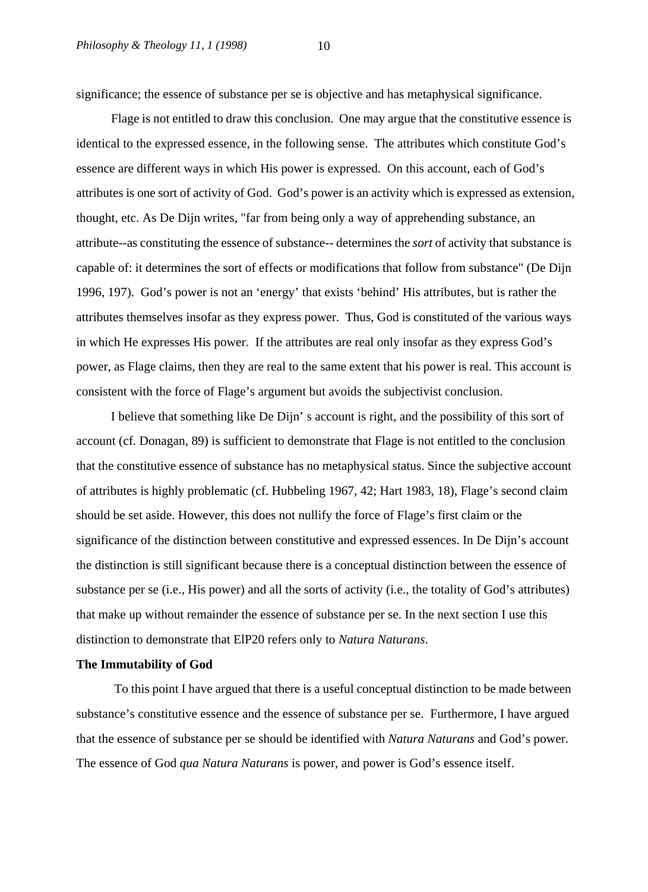significance; the essence of substance per se is objective and has metaphysical significance.

Flage is not entitled to draw this conclusion. One may argue that the constitutive essence is identical to the expressed essence, in the following sense. The attributes which constitute God's essence are different ways in which His power is expressed. On this account, each of God's attributes is one sort of activity of God. God's power is an activity which is expressed as extension, thought, etc. As De Dijn writes, "far from being only a way of apprehending substance, an attribute--as constituting the essence of substance-- determines the *sort* of activity that substance is capable of: it determines the sort of effects or modifications that follow from substance" (De Dijn 1996, 197). God's power is not an 'energy' that exists 'behind' His attributes, but is rather the attributes themselves insofar as they express power. Thus, God is constituted of the various ways in which He expresses His power. If the attributes are real only insofar as they express God's power, as Flage claims, then they are real to the same extent that his power is real. This account is consistent with the force of Flage's argument but avoids the subjectivist conclusion.

I believe that something like De Dijn' s account is right, and the possibility of this sort of account (cf. Donagan, 89) is sufficient to demonstrate that Flage is not entitled to the conclusion that the constitutive essence of substance has no metaphysical status. Since the subjective account of attributes is highly problematic (cf. Hubbeling 1967, 42; Hart 1983, 18), Flage's second claim should be set aside. However, this does not nullify the force of Flage's first claim or the significance of the distinction between constitutive and expressed essences. In De Dijn's account the distinction is still significant because there is a conceptual distinction between the essence of substance per se (i.e., His power) and all the sorts of activity (i.e., the totality of God's attributes) that make up without remainder the essence of substance per se. In the next section I use this distinction to demonstrate that ElP20 refers only to *Natura Naturans*.

**The Immutability of God**

To this point I have argued that there is a useful conceptual distinction to be made between substance's constitutive essence and the essence of substance per se. Furthermore, I have argued that the essence of substance per se should be identified with *Natura Naturans* and God's power. The essence of God *qua Natura Naturans* is power, and power is God's essence itself.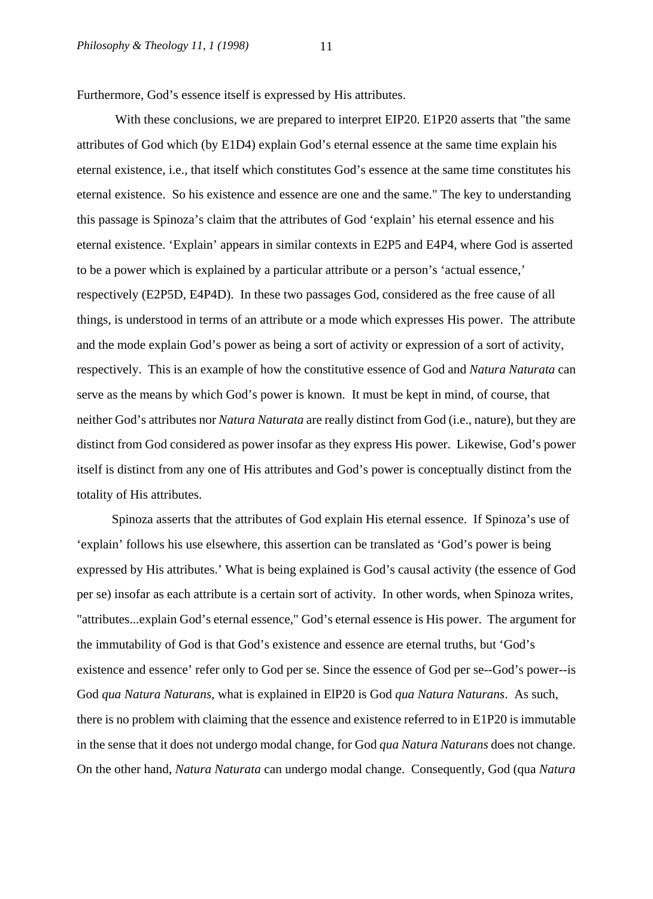Furthermore, God's essence itself is expressed by His attributes.

With these conclusions, we are prepared to interpret EIP20. E1P20 asserts that "the same attributes of God which (by E1D4) explain God's eternal essence at the same time explain his eternal existence, i.e., that itself which constitutes God's essence at the same time constitutes his eternal existence. So his existence and essence are one and the same." The key to understanding this passage is Spinoza's claim that the attributes of God 'explain' his eternal essence and his eternal existence. 'Explain' appears in similar contexts in E2P5 and E4P4, where God is asserted to be a power which is explained by a particular attribute or a person's 'actual essence,' respectively (E2P5D, E4P4D). In these two passages God, considered as the free cause of all things, is understood in terms of an attribute or a mode which expresses His power. The attribute and the mode explain God's power as being a sort of activity or expression of a sort of activity, respectively. This is an example of how the constitutive essence of God and *Natura Naturata* can serve as the means by which God's power is known. It must be kept in mind, of course, that neither God's attributes nor *Natura Naturata* are really distinct from God (i.e., nature), but they are distinct from God considered as power insofar as they express His power. Likewise, God's power itself is distinct from any one of His attributes and God's power is conceptually distinct from the totality of His attributes.

Spinoza asserts that the attributes of God explain His eternal essence. If Spinoza's use of 'explain' follows his use elsewhere, this assertion can be translated as 'God's power is being expressed by His attributes.' What is being explained is God's causal activity (the essence of God per se) insofar as each attribute is a certain sort of activity. In other words, when Spinoza writes, "attributes...explain God's eternal essence," God's eternal essence is His power. The argument for the immutability of God is that God's existence and essence are eternal truths, but 'God's existence and essence' refer only to God per se. Since the essence of God per se--God's power--is God *qua Natura Naturans*, what is explained in ElP20 is God *qua Natura Naturans*. As such, there is no problem with claiming that the essence and existence referred to in E1P20 is immutable in the sense that it does not undergo modal change, for God *qua Natura Naturans* does not change. On the other hand, *Natura Naturata* can undergo modal change. Consequently, God (qua *Natura*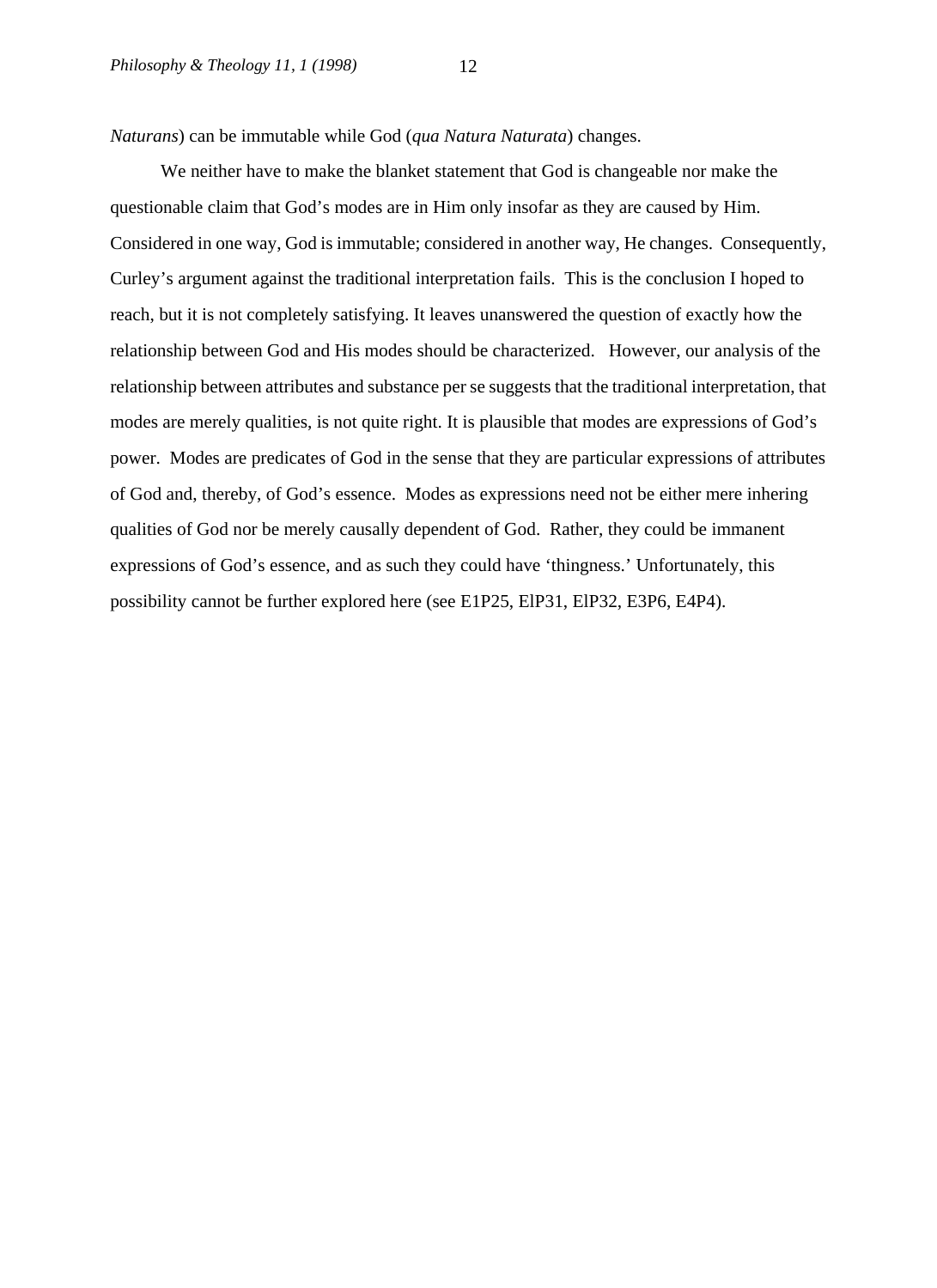*Naturans*) can be immutable while God (*qua Natura Naturata*) changes.

We neither have to make the blanket statement that God is changeable nor make the questionable claim that God's modes are in Him only insofar as they are caused by Him. Considered in one way, God is immutable; considered in another way, He changes. Consequently, Curley's argument against the traditional interpretation fails. This is the conclusion I hoped to reach, but it is not completely satisfying. It leaves unanswered the question of exactly how the relationship between God and His modes should be characterized. However, our analysis of the relationship between attributes and substance per se suggests that the traditional interpretation, that modes are merely qualities, is not quite right. It is plausible that modes are expressions of God's power. Modes are predicates of God in the sense that they are particular expressions of attributes of God and, thereby, of God's essence. Modes as expressions need not be either mere inhering qualities of God nor be merely causally dependent of God. Rather, they could be immanent expressions of God's essence, and as such they could have 'thingness.' Unfortunately, this possibility cannot be further explored here (see E1P25, ElP31, ElP32, E3P6, E4P4).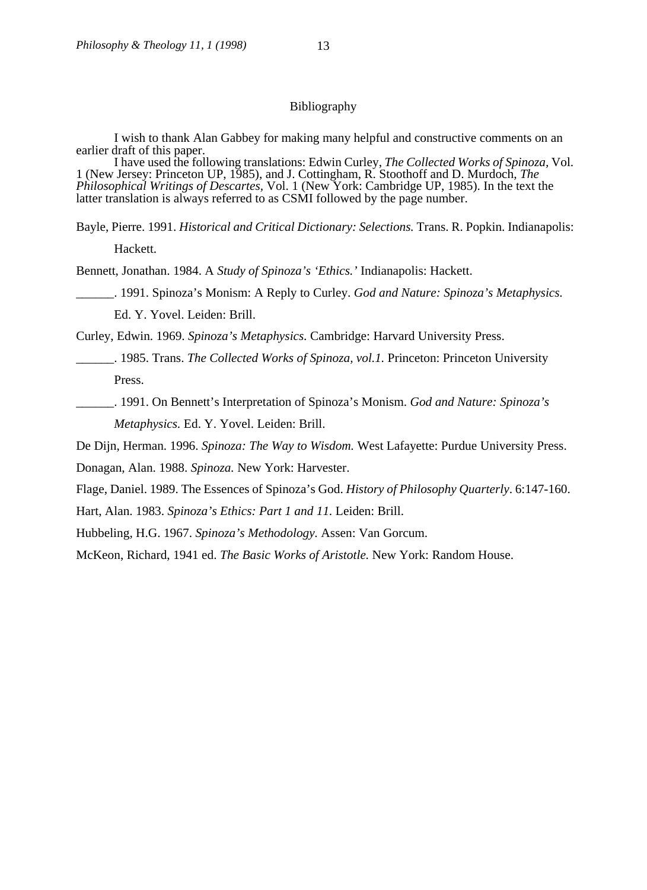## Bibliography

I wish to thank Alan Gabbey for making many helpful and constructive comments on an earlier draft of this paper.

I have used the following translations: Edwin Curley, *The Collected Works of Spinoza*, Vol. 1 (New Jersey: Princeton UP, 1985), and J. Cottingham, R. Stoothoff and D. Murdoch, *The Philosophical Writings of Descartes*, Vol. 1 (New York: Cambridge UP, 1985). In the text the latter translation is always referred to as CSMI followed by the page number.

Bayle, Pierre. 1991. *Historical and Critical Dictionary: Selections.* Trans. R. Popkin. Indianapolis: Hackett.

Bennett, Jonathan. 1984. A *Study of Spinoza's 'Ethics.'* Indianapolis: Hackett.

______. 1991. Spinoza's Monism: A Reply to Curley. *God and Nature: Spinoza's Metaphysics.* Ed. Y. Yovel. Leiden: Brill.

Curley, Edwin. 1969. *Spinoza's Metaphysics.* Cambridge: Harvard University Press.

______. 1985. Trans. *The Collected Works of Spinoza, vol.1.* Princeton: Princeton University Press.

______. 1991. On Bennett's Interpretation of Spinoza's Monism. *God and Nature: Spinoza's Metaphysics.* Ed. Y. Yovel. Leiden: Brill.

De Dijn, Herman. 1996. *Spinoza: The Way to Wisdom.* West Lafayette: Purdue University Press.

Donagan, Alan. 1988. *Spinoza.* New York: Harvester.

Flage, Daniel. 1989. The Essences of Spinoza's God. *History of Philosophy Quarterly*. 6:147-160.

Hart, Alan. 1983. *Spinoza's Ethics: Part 1 and 11.* Leiden: Brill.

Hubbeling, H.G. 1967. *Spinoza's Methodology.* Assen: Van Gorcum.

McKeon, Richard, 1941 ed. *The Basic Works of Aristotle.* New York: Random House.